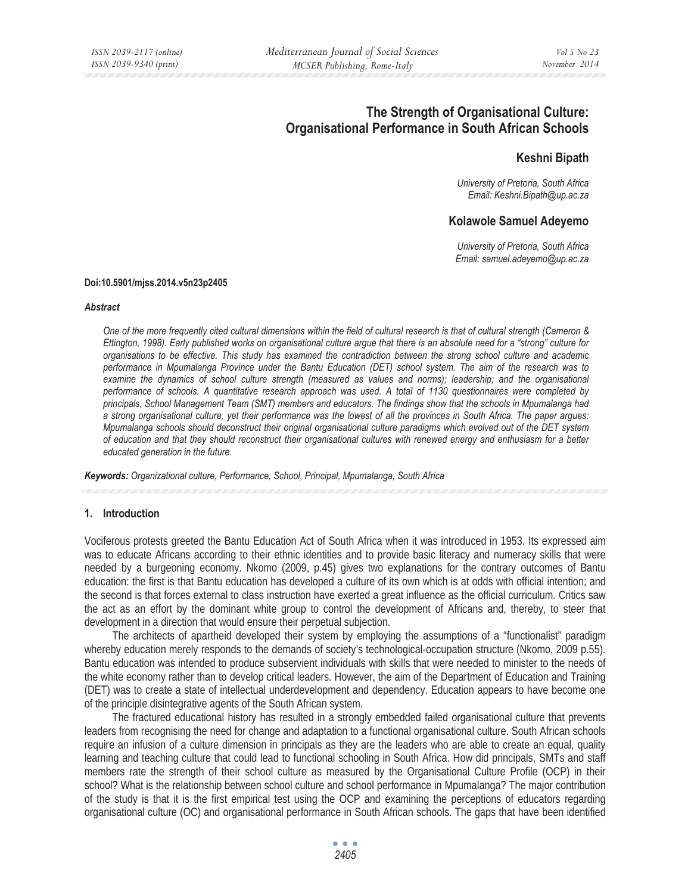# The Strength of Organisational Culture: Organisational Performance in South African Schools

**Keshni Bipath**

*University of Pretoria, South Africa*
*Email: Keshni.Bipath@up.ac.za*

**Kolawole Samuel Adeyemo**

*University of Pretoria, South Africa*
*Email: samuel.adeyemo@up.ac.za*

**Doi:10.5901/mjss.2014.v5n23p2405**

***Abstract***

*One of the more frequently cited cultural dimensions within the field of cultural research is that of cultural strength (Cameron & Ettington, 1998). Early published works on organisational culture argue that there is an absolute need for a "strong" culture for organisations to be effective. This study has examined the contradiction between the strong school culture and academic performance in Mpumalanga Province under the Bantu Education (DET) school system. The aim of the research was to examine the dynamics of school culture strength (measured as values and norms); leadership; and the organisational performance of schools. A quantitative research approach was used. A total of 1130 questionnaires were completed by principals, School Management Team (SMT) members and educators. The findings show that the schools in Mpumalanga had a strong organisational culture, yet their performance was the lowest of all the provinces in South Africa. The paper argues: Mpumalanga schools should deconstruct their original organisational culture paradigms which evolved out of the DET system of education and that they should reconstruct their organisational cultures with renewed energy and enthusiasm for a better educated generation in the future.*

***Keywords:*** *Organizational culture, Performance, School, Principal, Mpumalanga, South Africa*

## 1. Introduction

Vociferous protests greeted the Bantu Education Act of South Africa when it was introduced in 1953. Its expressed aim was to educate Africans according to their ethnic identities and to provide basic literacy and numeracy skills that were needed by a burgeoning economy. Nkomo (2009, p.45) gives two explanations for the contrary outcomes of Bantu education: the first is that Bantu education has developed a culture of its own which is at odds with official intention; and the second is that forces external to class instruction have exerted a great influence as the official curriculum. Critics saw the act as an effort by the dominant white group to control the development of Africans and, thereby, to steer that development in a direction that would ensure their perpetual subjection.

The architects of apartheid developed their system by employing the assumptions of a "functionalist" paradigm whereby education merely responds to the demands of society's technological-occupation structure (Nkomo, 2009 p.55). Bantu education was intended to produce subservient individuals with skills that were needed to minister to the needs of the white economy rather than to develop critical leaders. However, the aim of the Department of Education and Training (DET) was to create a state of intellectual underdevelopment and dependency. Education appears to have become one of the principle disintegrative agents of the South African system.

The fractured educational history has resulted in a strongly embedded failed organisational culture that prevents leaders from recognising the need for change and adaptation to a functional organisational culture. South African schools require an infusion of a culture dimension in principals as they are the leaders who are able to create an equal, quality learning and teaching culture that could lead to functional schooling in South Africa. How did principals, SMTs and staff members rate the strength of their school culture as measured by the Organisational Culture Profile (OCP) in their school? What is the relationship between school culture and school performance in Mpumalanga? The major contribution of the study is that it is the first empirical test using the OCP and examining the perceptions of educators regarding organisational culture (OC) and organisational performance in South African schools. The gaps that have been identified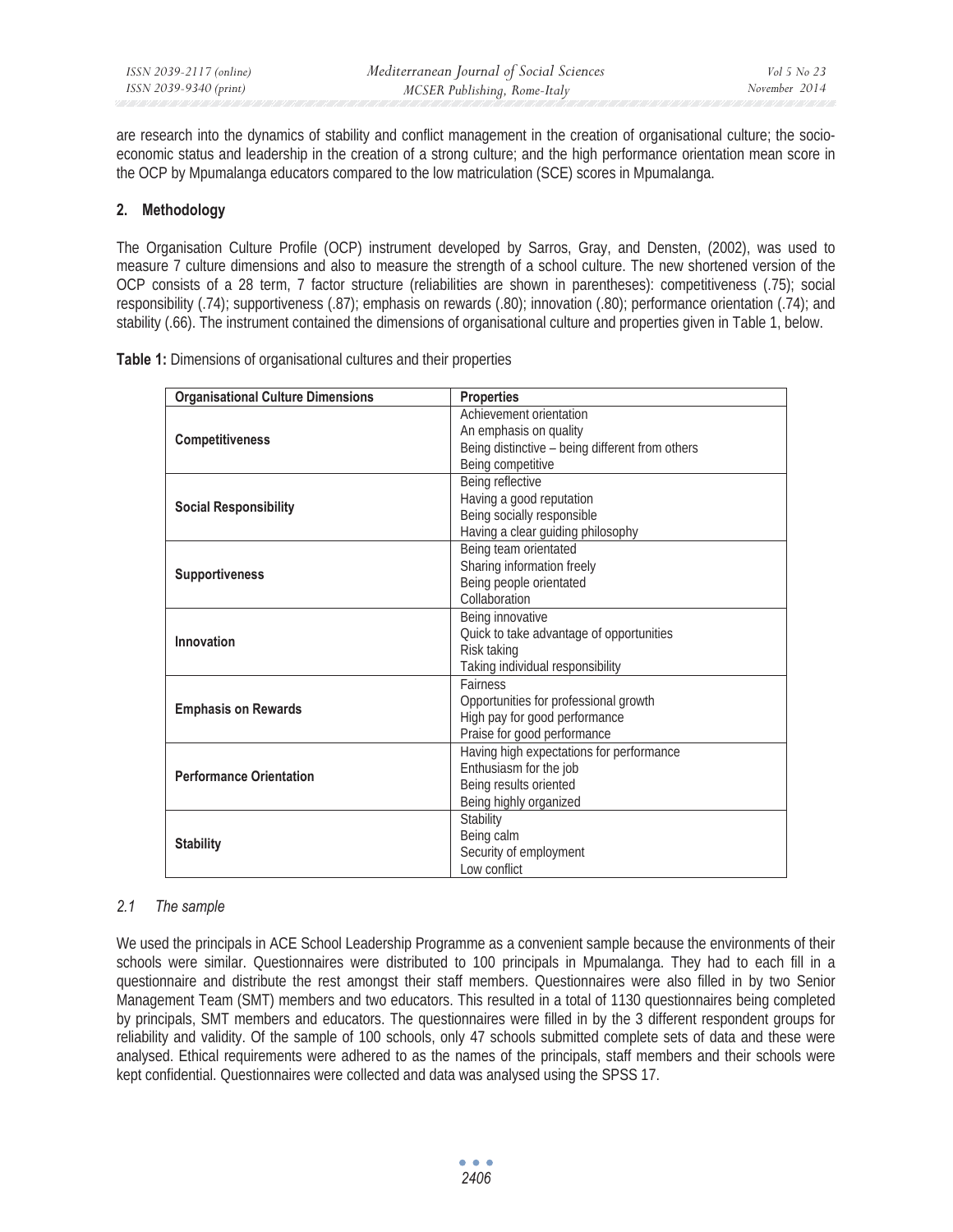are research into the dynamics of stability and conflict management in the creation of organisational culture; the socio-economic status and leadership in the creation of a strong culture; and the high performance orientation mean score in the OCP by Mpumalanga educators compared to the low matriculation (SCE) scores in Mpumalanga.

## 2. Methodology

The Organisation Culture Profile (OCP) instrument developed by Sarros, Gray, and Densten, (2002), was used to measure 7 culture dimensions and also to measure the strength of a school culture. The new shortened version of the OCP consists of a 28 term, 7 factor structure (reliabilities are shown in parentheses): competitiveness (.75); social responsibility (.74); supportiveness (.87); emphasis on rewards (.80); innovation (.80); performance orientation (.74); and stability (.66). The instrument contained the dimensions of organisational culture and properties given in Table 1, below.

**Table 1:** Dimensions of organisational cultures and their properties

| Organisational Culture Dimensions | Properties |
|---|---|
| **Competitiveness** | Achievement orientation<br>An emphasis on quality<br>Being distinctive – being different from others<br>Being competitive |
| **Social Responsibility** | Being reflective<br>Having a good reputation<br>Being socially responsible<br>Having a clear guiding philosophy |
| **Supportiveness** | Being team orientated<br>Sharing information freely<br>Being people orientated<br>Collaboration |
| **Innovation** | Being innovative<br>Quick to take advantage of opportunities<br>Risk taking<br>Taking individual responsibility |
| **Emphasis on Rewards** | Fairness<br>Opportunities for professional growth<br>High pay for good performance<br>Praise for good performance |
| **Performance Orientation** | Having high expectations for performance<br>Enthusiasm for the job<br>Being results oriented<br>Being highly organized |
| **Stability** | Stability<br>Being calm<br>Security of employment<br>Low conflict |

### *2.1 The sample*

We used the principals in ACE School Leadership Programme as a convenient sample because the environments of their schools were similar. Questionnaires were distributed to 100 principals in Mpumalanga. They had to each fill in a questionnaire and distribute the rest amongst their staff members. Questionnaires were also filled in by two Senior Management Team (SMT) members and two educators. This resulted in a total of 1130 questionnaires being completed by principals, SMT members and educators. The questionnaires were filled in by the 3 different respondent groups for reliability and validity. Of the sample of 100 schools, only 47 schools submitted complete sets of data and these were analysed. Ethical requirements were adhered to as the names of the principals, staff members and their schools were kept confidential. Questionnaires were collected and data was analysed using the SPSS 17.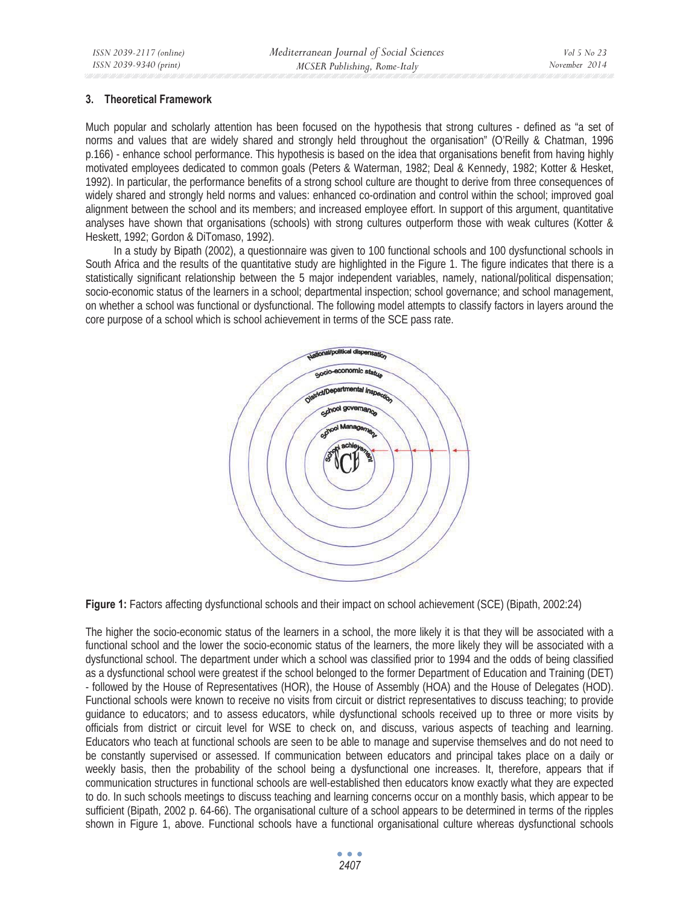## 3. Theoretical Framework

Much popular and scholarly attention has been focused on the hypothesis that strong cultures - defined as "a set of norms and values that are widely shared and strongly held throughout the organisation" (O'Reilly & Chatman, 1996 p.166) - enhance school performance. This hypothesis is based on the idea that organisations benefit from having highly motivated employees dedicated to common goals (Peters & Waterman, 1982; Deal & Kennedy, 1982; Kotter & Hesket, 1992). In particular, the performance benefits of a strong school culture are thought to derive from three consequences of widely shared and strongly held norms and values: enhanced co-ordination and control within the school; improved goal alignment between the school and its members; and increased employee effort. In support of this argument, quantitative analyses have shown that organisations (schools) with strong cultures outperform those with weak cultures (Kotter & Heskett, 1992; Gordon & DiTomaso, 1992).

In a study by Bipath (2002), a questionnaire was given to 100 functional schools and 100 dysfunctional schools in South Africa and the results of the quantitative study are highlighted in the Figure 1. The figure indicates that there is a statistically significant relationship between the 5 major independent variables, namely, national/political dispensation; socio-economic status of the learners in a school; departmental inspection; school governance; and school management, on whether a school was functional or dysfunctional. The following model attempts to classify factors in layers around the core purpose of a school which is school achievement in terms of the SCE pass rate.

**Figure 1:** Factors affecting dysfunctional schools and their impact on school achievement (SCE) (Bipath, 2002:24)

The higher the socio-economic status of the learners in a school, the more likely it is that they will be associated with a functional school and the lower the socio-economic status of the learners, the more likely they will be associated with a dysfunctional school. The department under which a school was classified prior to 1994 and the odds of being classified as a dysfunctional school were greatest if the school belonged to the former Department of Education and Training (DET) - followed by the House of Representatives (HOR), the House of Assembly (HOA) and the House of Delegates (HOD). Functional schools were known to receive no visits from circuit or district representatives to discuss teaching; to provide guidance to educators; and to assess educators, while dysfunctional schools received up to three or more visits by officials from district or circuit level for WSE to check on, and discuss, various aspects of teaching and learning. Educators who teach at functional schools are seen to be able to manage and supervise themselves and do not need to be constantly supervised or assessed. If communication between educators and principal takes place on a daily or weekly basis, then the probability of the school being a dysfunctional one increases. It, therefore, appears that if communication structures in functional schools are well-established then educators know exactly what they are expected to do. In such schools meetings to discuss teaching and learning concerns occur on a monthly basis, which appear to be sufficient (Bipath, 2002 p. 64-66). The organisational culture of a school appears to be determined in terms of the ripples shown in Figure 1, above. Functional schools have a functional organisational culture whereas dysfunctional schools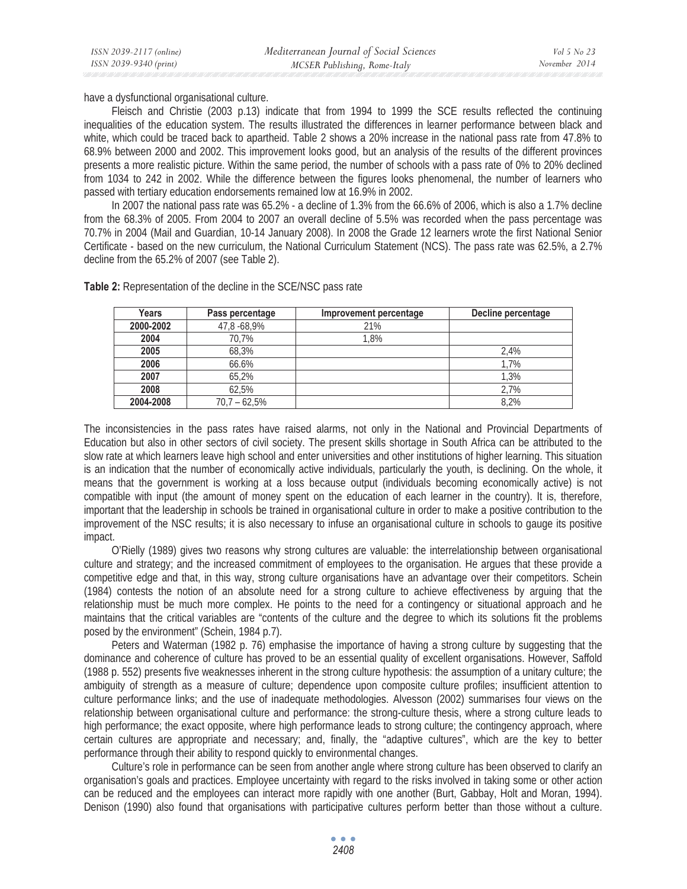have a dysfunctional organisational culture.

Fleisch and Christie (2003 p.13) indicate that from 1994 to 1999 the SCE results reflected the continuing inequalities of the education system. The results illustrated the differences in learner performance between black and white, which could be traced back to apartheid. Table 2 shows a 20% increase in the national pass rate from 47.8% to 68.9% between 2000 and 2002. This improvement looks good, but an analysis of the results of the different provinces presents a more realistic picture. Within the same period, the number of schools with a pass rate of 0% to 20% declined from 1034 to 242 in 2002. While the difference between the figures looks phenomenal, the number of learners who passed with tertiary education endorsements remained low at 16.9% in 2002.

In 2007 the national pass rate was 65.2% - a decline of 1.3% from the 66.6% of 2006, which is also a 1.7% decline from the 68.3% of 2005. From 2004 to 2007 an overall decline of 5.5% was recorded when the pass percentage was 70.7% in 2004 (Mail and Guardian, 10-14 January 2008). In 2008 the Grade 12 learners wrote the first National Senior Certificate - based on the new curriculum, the National Curriculum Statement (NCS). The pass rate was 62.5%, a 2.7% decline from the 65.2% of 2007 (see Table 2).

**Table 2:** Representation of the decline in the SCE/NSC pass rate

| Years | Pass percentage | Improvement percentage | Decline percentage |
|---|---|---|---|
| 2000-2002 | 47,8 -68,9% | 21% | |
| 2004 | 70,7% | 1,8% | |
| 2005 | 68,3% | | 2,4% |
| 2006 | 66.6% | | 1,7% |
| 2007 | 65,2% | | 1,3% |
| 2008 | 62,5% | | 2,7% |
| 2004-2008 | 70,7 – 62,5% | | 8,2% |

The inconsistencies in the pass rates have raised alarms, not only in the National and Provincial Departments of Education but also in other sectors of civil society. The present skills shortage in South Africa can be attributed to the slow rate at which learners leave high school and enter universities and other institutions of higher learning. This situation is an indication that the number of economically active individuals, particularly the youth, is declining. On the whole, it means that the government is working at a loss because output (individuals becoming economically active) is not compatible with input (the amount of money spent on the education of each learner in the country). It is, therefore, important that the leadership in schools be trained in organisational culture in order to make a positive contribution to the improvement of the NSC results; it is also necessary to infuse an organisational culture in schools to gauge its positive impact.

O'Rielly (1989) gives two reasons why strong cultures are valuable: the interrelationship between organisational culture and strategy; and the increased commitment of employees to the organisation. He argues that these provide a competitive edge and that, in this way, strong culture organisations have an advantage over their competitors. Schein (1984) contests the notion of an absolute need for a strong culture to achieve effectiveness by arguing that the relationship must be much more complex. He points to the need for a contingency or situational approach and he maintains that the critical variables are "contents of the culture and the degree to which its solutions fit the problems posed by the environment" (Schein, 1984 p.7).

Peters and Waterman (1982 p. 76) emphasise the importance of having a strong culture by suggesting that the dominance and coherence of culture has proved to be an essential quality of excellent organisations. However, Saffold (1988 p. 552) presents five weaknesses inherent in the strong culture hypothesis: the assumption of a unitary culture; the ambiguity of strength as a measure of culture; dependence upon composite culture profiles; insufficient attention to culture performance links; and the use of inadequate methodologies. Alvesson (2002) summarises four views on the relationship between organisational culture and performance: the strong-culture thesis, where a strong culture leads to high performance; the exact opposite, where high performance leads to strong culture; the contingency approach, where certain cultures are appropriate and necessary; and, finally, the "adaptive cultures", which are the key to better performance through their ability to respond quickly to environmental changes.

Culture's role in performance can be seen from another angle where strong culture has been observed to clarify an organisation's goals and practices. Employee uncertainty with regard to the risks involved in taking some or other action can be reduced and the employees can interact more rapidly with one another (Burt, Gabbay, Holt and Moran, 1994). Denison (1990) also found that organisations with participative cultures perform better than those without a culture.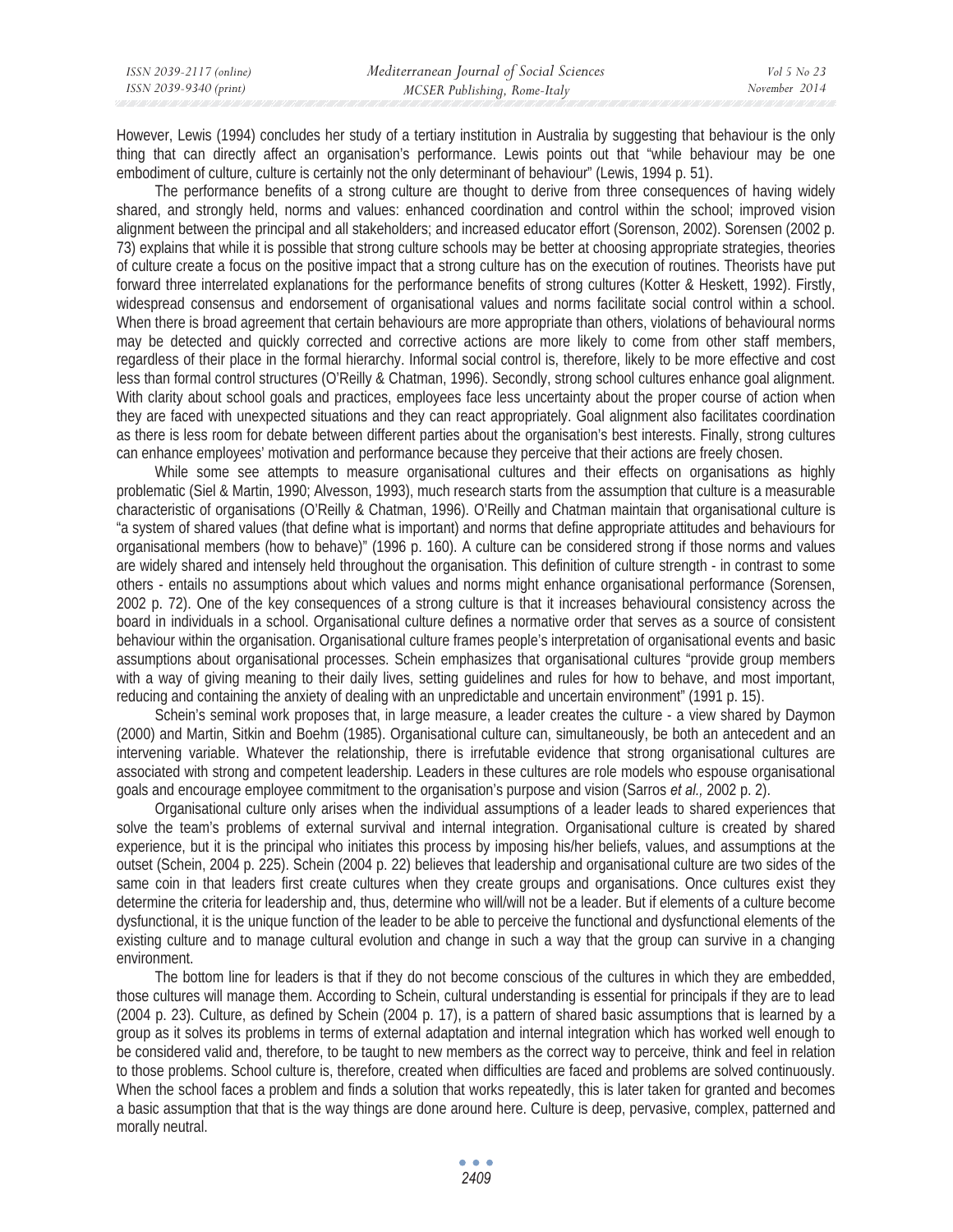However, Lewis (1994) concludes her study of a tertiary institution in Australia by suggesting that behaviour is the only thing that can directly affect an organisation's performance. Lewis points out that "while behaviour may be one embodiment of culture, culture is certainly not the only determinant of behaviour" (Lewis, 1994 p. 51).

The performance benefits of a strong culture are thought to derive from three consequences of having widely shared, and strongly held, norms and values: enhanced coordination and control within the school; improved vision alignment between the principal and all stakeholders; and increased educator effort (Sorenson, 2002). Sorensen (2002 p. 73) explains that while it is possible that strong culture schools may be better at choosing appropriate strategies, theories of culture create a focus on the positive impact that a strong culture has on the execution of routines. Theorists have put forward three interrelated explanations for the performance benefits of strong cultures (Kotter & Heskett, 1992). Firstly, widespread consensus and endorsement of organisational values and norms facilitate social control within a school. When there is broad agreement that certain behaviours are more appropriate than others, violations of behavioural norms may be detected and quickly corrected and corrective actions are more likely to come from other staff members, regardless of their place in the formal hierarchy. Informal social control is, therefore, likely to be more effective and cost less than formal control structures (O'Reilly & Chatman, 1996). Secondly, strong school cultures enhance goal alignment. With clarity about school goals and practices, employees face less uncertainty about the proper course of action when they are faced with unexpected situations and they can react appropriately. Goal alignment also facilitates coordination as there is less room for debate between different parties about the organisation's best interests. Finally, strong cultures can enhance employees' motivation and performance because they perceive that their actions are freely chosen.

While some see attempts to measure organisational cultures and their effects on organisations as highly problematic (Siel & Martin, 1990; Alvesson, 1993), much research starts from the assumption that culture is a measurable characteristic of organisations (O'Reilly & Chatman, 1996). O'Reilly and Chatman maintain that organisational culture is "a system of shared values (that define what is important) and norms that define appropriate attitudes and behaviours for organisational members (how to behave)" (1996 p. 160). A culture can be considered strong if those norms and values are widely shared and intensely held throughout the organisation. This definition of culture strength - in contrast to some others - entails no assumptions about which values and norms might enhance organisational performance (Sorensen, 2002 p. 72). One of the key consequences of a strong culture is that it increases behavioural consistency across the board in individuals in a school. Organisational culture defines a normative order that serves as a source of consistent behaviour within the organisation. Organisational culture frames people's interpretation of organisational events and basic assumptions about organisational processes. Schein emphasizes that organisational cultures "provide group members with a way of giving meaning to their daily lives, setting guidelines and rules for how to behave, and most important, reducing and containing the anxiety of dealing with an unpredictable and uncertain environment" (1991 p. 15).

Schein's seminal work proposes that, in large measure, a leader creates the culture - a view shared by Daymon (2000) and Martin, Sitkin and Boehm (1985). Organisational culture can, simultaneously, be both an antecedent and an intervening variable. Whatever the relationship, there is irrefutable evidence that strong organisational cultures are associated with strong and competent leadership. Leaders in these cultures are role models who espouse organisational goals and encourage employee commitment to the organisation's purpose and vision (Sarros *et al.,* 2002 p. 2).

Organisational culture only arises when the individual assumptions of a leader leads to shared experiences that solve the team's problems of external survival and internal integration. Organisational culture is created by shared experience, but it is the principal who initiates this process by imposing his/her beliefs, values, and assumptions at the outset (Schein, 2004 p. 225). Schein (2004 p. 22) believes that leadership and organisational culture are two sides of the same coin in that leaders first create cultures when they create groups and organisations. Once cultures exist they determine the criteria for leadership and, thus, determine who will/will not be a leader. But if elements of a culture become dysfunctional, it is the unique function of the leader to be able to perceive the functional and dysfunctional elements of the existing culture and to manage cultural evolution and change in such a way that the group can survive in a changing environment.

The bottom line for leaders is that if they do not become conscious of the cultures in which they are embedded, those cultures will manage them. According to Schein, cultural understanding is essential for principals if they are to lead (2004 p. 23). Culture, as defined by Schein (2004 p. 17), is a pattern of shared basic assumptions that is learned by a group as it solves its problems in terms of external adaptation and internal integration which has worked well enough to be considered valid and, therefore, to be taught to new members as the correct way to perceive, think and feel in relation to those problems. School culture is, therefore, created when difficulties are faced and problems are solved continuously. When the school faces a problem and finds a solution that works repeatedly, this is later taken for granted and becomes a basic assumption that that is the way things are done around here. Culture is deep, pervasive, complex, patterned and morally neutral.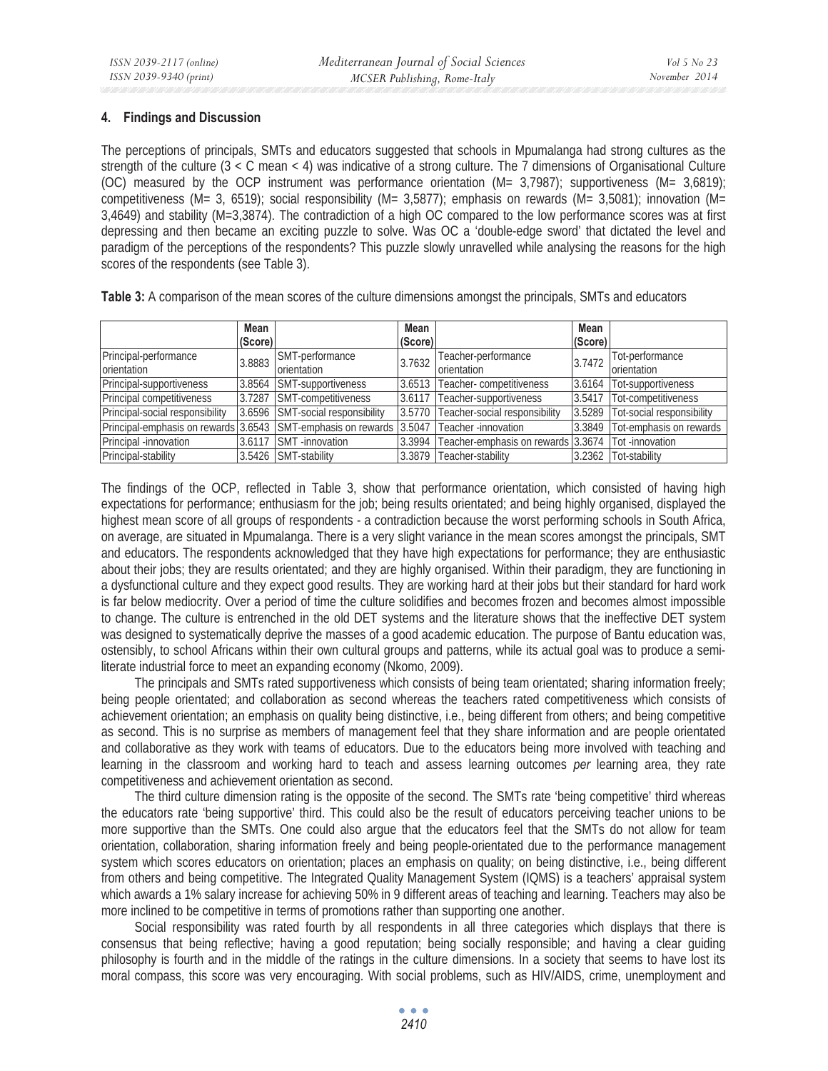## 4. Findings and Discussion

The perceptions of principals, SMTs and educators suggested that schools in Mpumalanga had strong cultures as the strength of the culture (3 < C mean < 4) was indicative of a strong culture. The 7 dimensions of Organisational Culture (OC) measured by the OCP instrument was performance orientation (M= 3,7987); supportiveness (M= 3,6819); competitiveness (M= 3, 6519); social responsibility (M= 3,5877); emphasis on rewards (M= 3,5081); innovation (M= 3,4649) and stability (M=3,3874). The contradiction of a high OC compared to the low performance scores was at first depressing and then became an exciting puzzle to solve. Was OC a 'double-edge sword' that dictated the level and paradigm of the perceptions of the respondents? This puzzle slowly unravelled while analysing the reasons for the high scores of the respondents (see Table 3).

**Table 3:** A comparison of the mean scores of the culture dimensions amongst the principals, SMTs and educators

| | Mean (Score) | | Mean (Score) | | Mean (Score) | |
|---|---|---|---|---|---|---|
| Principal-performance orientation | 3.8883 | SMT-performance orientation | 3.7632 | Teacher-performance orientation | 3.7472 | Tot-performance orientation |
| Principal-supportiveness | 3.8564 | SMT-supportiveness | 3.6513 | Teacher- competitiveness | 3.6164 | Tot-supportiveness |
| Principal competitiveness | 3.7287 | SMT-competitiveness | 3.6117 | Teacher-supportiveness | 3.5417 | Tot-competitiveness |
| Principal-social responsibility | 3.6596 | SMT-social responsibility | 3.5770 | Teacher-social responsibility | 3.5289 | Tot-social responsibility |
| Principal-emphasis on rewards | 3.6543 | SMT-emphasis on rewards | 3.5047 | Teacher -innovation | 3.3849 | Tot-emphasis on rewards |
| Principal -innovation | 3.6117 | SMT -innovation | 3.3994 | Teacher-emphasis on rewards | 3.3674 | Tot -innovation |
| Principal-stability | 3.5426 | SMT-stability | 3.3879 | Teacher-stability | 3.2362 | Tot-stability |

The findings of the OCP, reflected in Table 3, show that performance orientation, which consisted of having high expectations for performance; enthusiasm for the job; being results orientated; and being highly organised, displayed the highest mean score of all groups of respondents - a contradiction because the worst performing schools in South Africa, on average, are situated in Mpumalanga. There is a very slight variance in the mean scores amongst the principals, SMT and educators. The respondents acknowledged that they have high expectations for performance; they are enthusiastic about their jobs; they are results orientated; and they are highly organised. Within their paradigm, they are functioning in a dysfunctional culture and they expect good results. They are working hard at their jobs but their standard for hard work is far below mediocrity. Over a period of time the culture solidifies and becomes frozen and becomes almost impossible to change. The culture is entrenched in the old DET systems and the literature shows that the ineffective DET system was designed to systematically deprive the masses of a good academic education. The purpose of Bantu education was, ostensibly, to school Africans within their own cultural groups and patterns, while its actual goal was to produce a semi-literate industrial force to meet an expanding economy (Nkomo, 2009).

The principals and SMTs rated supportiveness which consists of being team orientated; sharing information freely; being people orientated; and collaboration as second whereas the teachers rated competitiveness which consists of achievement orientation; an emphasis on quality being distinctive, i.e., being different from others; and being competitive as second. This is no surprise as members of management feel that they share information and are people orientated and collaborative as they work with teams of educators. Due to the educators being more involved with teaching and learning in the classroom and working hard to teach and assess learning outcomes *per* learning area, they rate competitiveness and achievement orientation as second.

The third culture dimension rating is the opposite of the second. The SMTs rate 'being competitive' third whereas the educators rate 'being supportive' third. This could also be the result of educators perceiving teacher unions to be more supportive than the SMTs. One could also argue that the educators feel that the SMTs do not allow for team orientation, collaboration, sharing information freely and being people-orientated due to the performance management system which scores educators on orientation; places an emphasis on quality; on being distinctive, i.e., being different from others and being competitive. The Integrated Quality Management System (IQMS) is a teachers' appraisal system which awards a 1% salary increase for achieving 50% in 9 different areas of teaching and learning. Teachers may also be more inclined to be competitive in terms of promotions rather than supporting one another.

Social responsibility was rated fourth by all respondents in all three categories which displays that there is consensus that being reflective; having a good reputation; being socially responsible; and having a clear guiding philosophy is fourth and in the middle of the ratings in the culture dimensions. In a society that seems to have lost its moral compass, this score was very encouraging. With social problems, such as HIV/AIDS, crime, unemployment and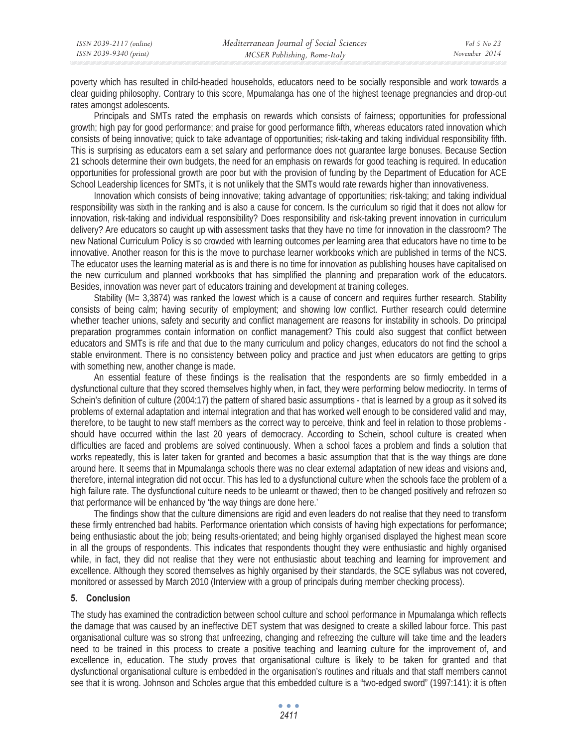poverty which has resulted in child-headed households, educators need to be socially responsible and work towards a clear guiding philosophy. Contrary to this score, Mpumalanga has one of the highest teenage pregnancies and drop-out rates amongst adolescents.

Principals and SMTs rated the emphasis on rewards which consists of fairness; opportunities for professional growth; high pay for good performance; and praise for good performance fifth, whereas educators rated innovation which consists of being innovative; quick to take advantage of opportunities; risk-taking and taking individual responsibility fifth. This is surprising as educators earn a set salary and performance does not guarantee large bonuses. Because Section 21 schools determine their own budgets, the need for an emphasis on rewards for good teaching is required. In education opportunities for professional growth are poor but with the provision of funding by the Department of Education for ACE School Leadership licences for SMTs, it is not unlikely that the SMTs would rate rewards higher than innovativeness.

Innovation which consists of being innovative; taking advantage of opportunities; risk-taking; and taking individual responsibility was sixth in the ranking and is also a cause for concern. Is the curriculum so rigid that it does not allow for innovation, risk-taking and individual responsibility? Does responsibility and risk-taking prevent innovation in curriculum delivery? Are educators so caught up with assessment tasks that they have no time for innovation in the classroom? The new National Curriculum Policy is so crowded with learning outcomes *per* learning area that educators have no time to be innovative. Another reason for this is the move to purchase learner workbooks which are published in terms of the NCS. The educator uses the learning material as is and there is no time for innovation as publishing houses have capitalised on the new curriculum and planned workbooks that has simplified the planning and preparation work of the educators. Besides, innovation was never part of educators training and development at training colleges.

Stability (M= 3,3874) was ranked the lowest which is a cause of concern and requires further research. Stability consists of being calm; having security of employment; and showing low conflict. Further research could determine whether teacher unions, safety and security and conflict management are reasons for instability in schools. Do principal preparation programmes contain information on conflict management? This could also suggest that conflict between educators and SMTs is rife and that due to the many curriculum and policy changes, educators do not find the school a stable environment. There is no consistency between policy and practice and just when educators are getting to grips with something new, another change is made.

An essential feature of these findings is the realisation that the respondents are so firmly embedded in a dysfunctional culture that they scored themselves highly when, in fact, they were performing below mediocrity. In terms of Schein's definition of culture (2004:17) the pattern of shared basic assumptions - that is learned by a group as it solved its problems of external adaptation and internal integration and that has worked well enough to be considered valid and may, therefore, to be taught to new staff members as the correct way to perceive, think and feel in relation to those problems - should have occurred within the last 20 years of democracy. According to Schein, school culture is created when difficulties are faced and problems are solved continuously. When a school faces a problem and finds a solution that works repeatedly, this is later taken for granted and becomes a basic assumption that that is the way things are done around here. It seems that in Mpumalanga schools there was no clear external adaptation of new ideas and visions and, therefore, internal integration did not occur. This has led to a dysfunctional culture when the schools face the problem of a high failure rate. The dysfunctional culture needs to be unlearnt or thawed; then to be changed positively and refrozen so that performance will be enhanced by 'the way things are done here.'

The findings show that the culture dimensions are rigid and even leaders do not realise that they need to transform these firmly entrenched bad habits. Performance orientation which consists of having high expectations for performance; being enthusiastic about the job; being results-orientated; and being highly organised displayed the highest mean score in all the groups of respondents. This indicates that respondents thought they were enthusiastic and highly organised while, in fact, they did not realise that they were not enthusiastic about teaching and learning for improvement and excellence. Although they scored themselves as highly organised by their standards, the SCE syllabus was not covered, monitored or assessed by March 2010 (Interview with a group of principals during member checking process).

## 5. Conclusion

The study has examined the contradiction between school culture and school performance in Mpumalanga which reflects the damage that was caused by an ineffective DET system that was designed to create a skilled labour force. This past organisational culture was so strong that unfreezing, changing and refreezing the culture will take time and the leaders need to be trained in this process to create a positive teaching and learning culture for the improvement of, and excellence in, education. The study proves that organisational culture is likely to be taken for granted and that dysfunctional organisational culture is embedded in the organisation's routines and rituals and that staff members cannot see that it is wrong. Johnson and Scholes argue that this embedded culture is a "two-edged sword" (1997:141): it is often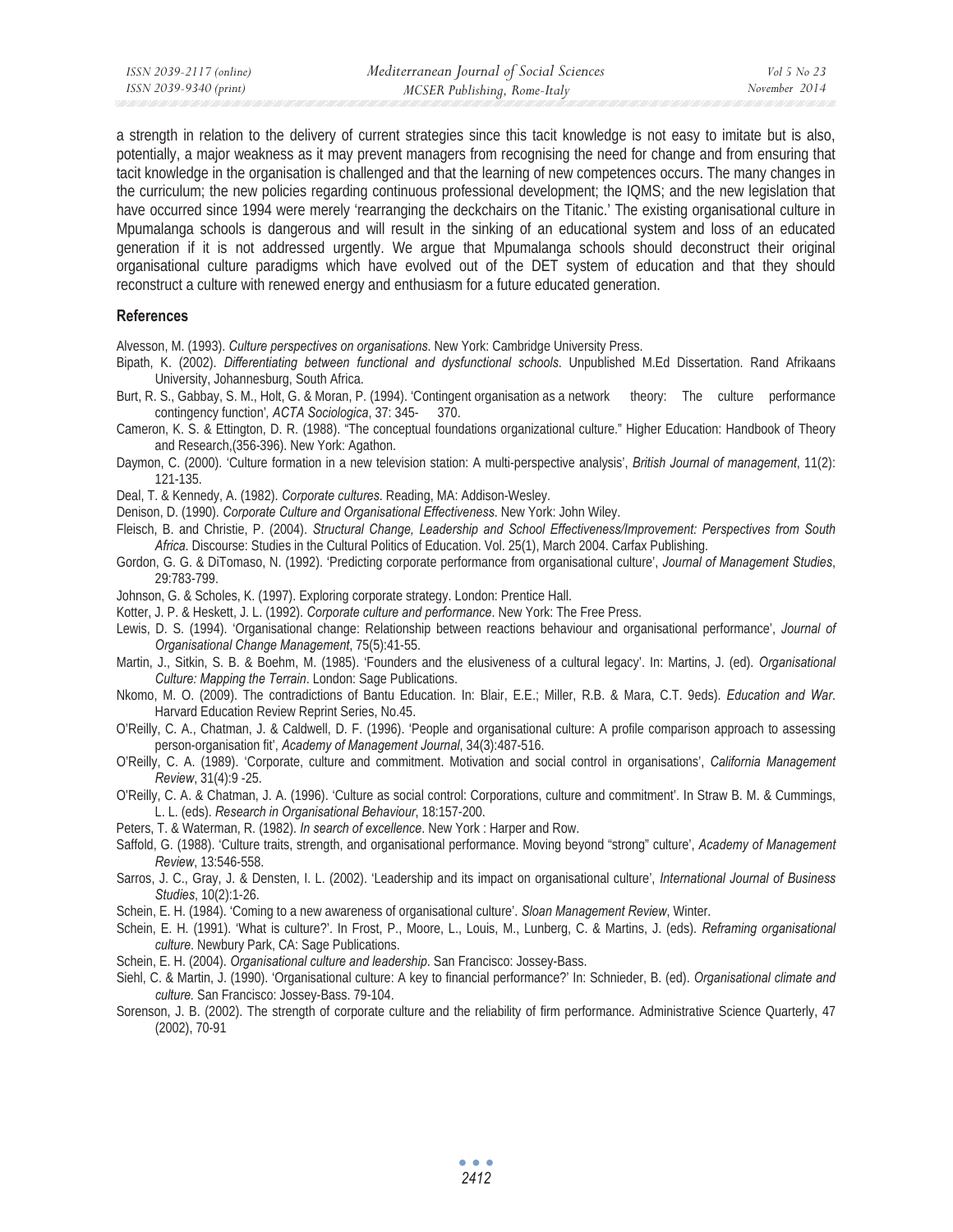a strength in relation to the delivery of current strategies since this tacit knowledge is not easy to imitate but is also, potentially, a major weakness as it may prevent managers from recognising the need for change and from ensuring that tacit knowledge in the organisation is challenged and that the learning of new competences occurs. The many changes in the curriculum; the new policies regarding continuous professional development; the IQMS; and the new legislation that have occurred since 1994 were merely 'rearranging the deckchairs on the Titanic.' The existing organisational culture in Mpumalanga schools is dangerous and will result in the sinking of an educational system and loss of an educated generation if it is not addressed urgently. We argue that Mpumalanga schools should deconstruct their original organisational culture paradigms which have evolved out of the DET system of education and that they should reconstruct a culture with renewed energy and enthusiasm for a future educated generation.

## References

Alvesson, M. (1993). *Culture perspectives on organisations*. New York: Cambridge University Press.

Bipath, K. (2002). *Differentiating between functional and dysfunctional schools*. Unpublished M.Ed Dissertation. Rand Afrikaans University, Johannesburg, South Africa.

Burt, R. S., Gabbay, S. M., Holt, G. & Moran, P. (1994). 'Contingent organisation as a network theory: The culture performance contingency function', *ACTA Sociologica*, 37: 345- 370.

Cameron, K. S. & Ettington, D. R. (1988). "The conceptual foundations organizational culture." Higher Education: Handbook of Theory and Research,(356-396). New York: Agathon.

Daymon, C. (2000). 'Culture formation in a new television station: A multi-perspective analysis', *British Journal of management*, 11(2): 121-135.

Deal, T. & Kennedy, A. (1982). *Corporate cultures*. Reading, MA: Addison-Wesley.

Denison, D. (1990). *Corporate Culture and Organisational Effectiveness*. New York: John Wiley.

Fleisch, B. and Christie, P. (2004). *Structural Change, Leadership and School Effectiveness/Improvement: Perspectives from South Africa*. Discourse: Studies in the Cultural Politics of Education. Vol. 25(1), March 2004. Carfax Publishing.

Gordon, G. G. & DiTomaso, N. (1992). 'Predicting corporate performance from organisational culture', *Journal of Management Studies*, 29:783-799.

Johnson, G. & Scholes, K. (1997). Exploring corporate strategy. London: Prentice Hall.

Kotter, J. P. & Heskett, J. L. (1992). *Corporate culture and performance*. New York: The Free Press.

Lewis, D. S. (1994). 'Organisational change: Relationship between reactions behaviour and organisational performance', *Journal of Organisational Change Management*, 75(5):41-55.

Martin, J., Sitkin, S. B. & Boehm, M. (1985). 'Founders and the elusiveness of a cultural legacy'. In: Martins, J. (ed). *Organisational Culture: Mapping the Terrain*. London: Sage Publications.

Nkomo, M. O. (2009). The contradictions of Bantu Education. In: Blair, E.E.; Miller, R.B. & Mara, C.T. 9eds). *Education and War*. Harvard Education Review Reprint Series, No.45.

O'Reilly, C. A., Chatman, J. & Caldwell, D. F. (1996). 'People and organisational culture: A profile comparison approach to assessing person-organisation fit', *Academy of Management Journal*, 34(3):487-516.

O'Reilly, C. A. (1989). 'Corporate, culture and commitment. Motivation and social control in organisations', *California Management Review*, 31(4):9 -25.

O'Reilly, C. A. & Chatman, J. A. (1996). 'Culture as social control: Corporations, culture and commitment'. In Straw B. M. & Cummings, L. L. (eds). *Research in Organisational Behaviour*, 18:157-200.

Peters, T. & Waterman, R. (1982). *In search of excellence*. New York : Harper and Row.

Saffold, G. (1988). 'Culture traits, strength, and organisational performance. Moving beyond "strong" culture', *Academy of Management Review*, 13:546-558.

Sarros, J. C., Gray, J. & Densten, I. L. (2002). 'Leadership and its impact on organisational culture', *International Journal of Business Studies*, 10(2):1-26.

Schein, E. H. (1984). 'Coming to a new awareness of organisational culture'. *Sloan Management Review*, Winter.

Schein, E. H. (1991). 'What is culture?'. In Frost, P., Moore, L., Louis, M., Lunberg, C. & Martins, J. (eds). *Reframing organisational culture*. Newbury Park, CA: Sage Publications.

Schein, E. H. (2004). *Organisational culture and leadership*. San Francisco: Jossey-Bass.

Siehl, C. & Martin, J. (1990). 'Organisational culture: A key to financial performance?' In: Schnieder, B. (ed). *Organisational climate and culture*. San Francisco: Jossey-Bass. 79-104.

Sorenson, J. B. (2002). The strength of corporate culture and the reliability of firm performance. Administrative Science Quarterly, 47 (2002), 70-91